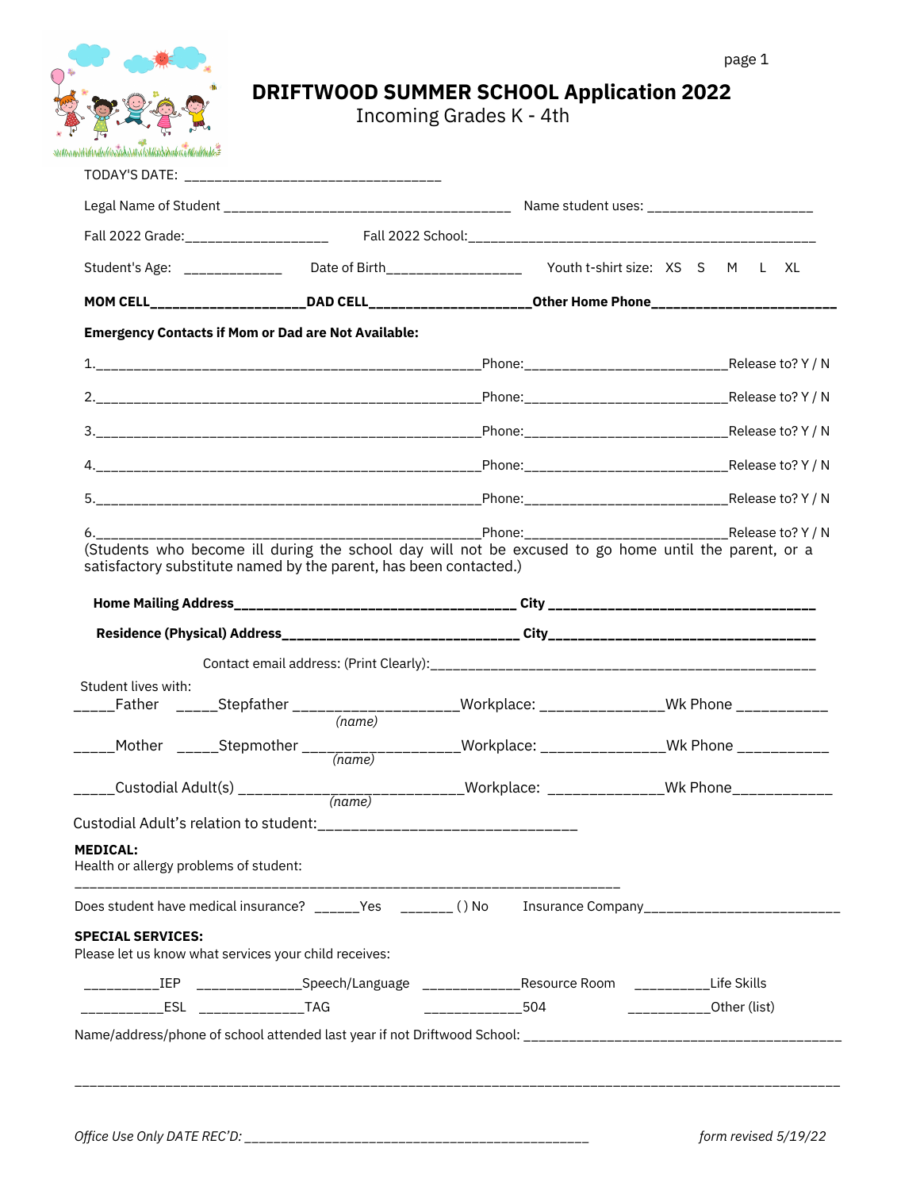# DRIFTWOOD SUMMER SCHOOL Application 2022

Incoming Grades K - 4th

TODAY'S DATE: ________________________________

Legal Name of Student _____________________________________ Name student uses: _____________________

Fall 2022 Grade:___________________ Fall 2022 School:_______________________________________________

Student's Age: _____________ Date of Birth__________________ Youth t-shirt size: XS S M L XL

**MOM CELL____________________DAD CELL_____________________Other Home Phone________________________**

**Emergency Contacts if Mom or Dad are Not Available:**

1.__________________________________________________Phone:__________________________Release to? Y / N

2.__________________________________________________Phone:__________________________Release to? Y / N

3.__________________________________________________Phone:__________________________Release to? Y / N

4.__________________________________________________Phone:__________________________Release to? Y / N

5.__________________________________________________Phone:__________________________Release to? Y / N

6.__________________________________________________Phone:__________________________Release to? Y / N

(Students who become ill during the school day will not be excused to go home until the parent, or a satisfactory substitute named by the parent, has been contacted.)

**Home Mailing Address____________________________________ City ___________________________________**

**Residence (Physical) Address_______________________________ City___________________________________**

Contact email address: (Print Clearly):_________________________________________________

Student lives with:

_____Father _____Stepfather ____________________Workplace: _______________Wk Phone ___________
*(name)*

_____Mother _____Stepmother ____________________Workplace: _______________Wk Phone ___________
*(name)*

_____Custodial Adult(s) ___________________________Workplace: ______________Wk Phone___________
*(name)*

Custodial Adult's relation to student:_______________________________

**MEDICAL:**

Health or allergy problems of student:

________________________________________________________________________

Does student have medical insurance? ______Yes _______ ( ) No Insurance Company_________________________

**SPECIAL SERVICES:**

Please let us know what services your child receives:

__________IEP ______________Speech/Language _____________Resource Room __________Life Skills

___________ESL ______________TAG _____________504 ___________Other (list)

Name/address/phone of school attended last year if not Driftwood School: ___________________________________________

_____________________________________________________________________________________________________

*Office Use Only DATE REC'D:* _______________________________________________

*form revised 5/19/22*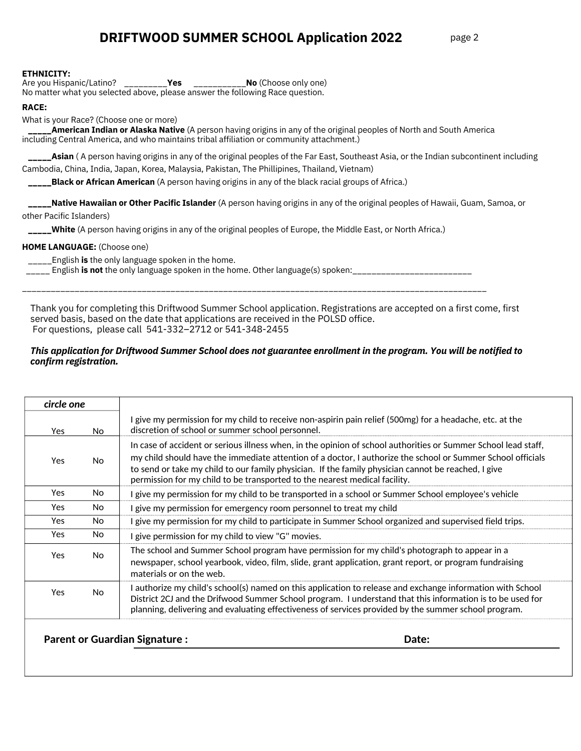# DRIFTWOOD SUMMER SCHOOL Application 2022

**ETHNICITY:**
Are you Hispanic/Latino? _________**Yes** ___________**No** (Choose only one)
No matter what you selected above, please answer the following Race question.

**RACE:**

What is your Race? (Choose one or more)

_____**American Indian or Alaska Native** (A person having origins in any of the original peoples of North and South America including Central America, and who maintains tribal affiliation or community attachment.)

_____**Asian** ( A person having origins in any of the original peoples of the Far East, Southeast Asia, or the Indian subcontinent including Cambodia, China, India, Japan, Korea, Malaysia, Pakistan, The Phillipines, Thailand, Vietnam)

_____**Black or African American** (A person having origins in any of the black racial groups of Africa.)

_____**Native Hawaiian or Other Pacific Islander** (A person having origins in any of the original peoples of Hawaii, Guam, Samoa, or other Pacific Islanders)

_____**White** (A person having origins in any of the original peoples of Europe, the Middle East, or North Africa.)

**HOME LANGUAGE:** (Choose one)

_____English **is** the only language spoken in the home.
_____ English **is not** the only language spoken in the home. Other language(s) spoken:_________________________

_______________________________________________________________________________________________

Thank you for completing this Driftwood Summer School application. Registrations are accepted on a first come, first served basis, based on the date that applications are received in the POLSD office.
For questions, please call 541-332–2712 or 541-348-2455

***This application for Driftwood Summer School does not guarantee enrollment in the program. You will be notified to confirm registration.***

| *circle one* | |
|---|---|
| Yes No | I give my permission for my child to receive non-aspirin pain relief (500mg) for a headache, etc. at the discretion of school or summer school personnel. |
| Yes No | In case of accident or serious illness when, in the opinion of school authorities or Summer School lead staff, my child should have the immediate attention of a doctor, I authorize the school or Summer School officials to send or take my child to our family physician. If the family physician cannot be reached, I give permission for my child to be transported to the nearest medical facility. |
| Yes No | I give my permission for my child to be transported in a school or Summer School employee's vehicle |
| Yes No | I give my permission for emergency room personnel to treat my child |
| Yes No | I give my permission for my child to participate in Summer School organized and supervised field trips. |
| Yes No | I give permission for my child to view "G" movies. |
| Yes No | The school and Summer School program have permission for my child's photograph to appear in a newspaper, school yearbook, video, film, slide, grant application, grant report, or program fundraising materials or on the web. |
| Yes No | I authorize my child's school(s) named on this application to release and exchange information with School District 2CJ and the Drifwood Summer School program. I understand that this information is to be used for planning, delivering and evaluating effectiveness of services provided by the summer school program. |

**Parent or Guardian Signature :** ______________________________ **Date:** ______________